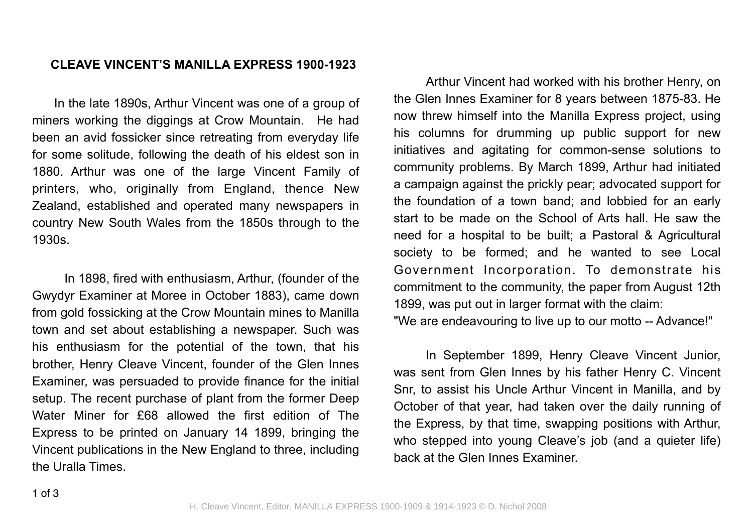**CLEAVE VINCENT'S MANILLA EXPRESS 1900-1923**

In the late 1890s, Arthur Vincent was one of a group of miners working the diggings at Crow Mountain. He had been an avid fossicker since retreating from everyday life for some solitude, following the death of his eldest son in 1880. Arthur was one of the large Vincent Family of printers, who, originally from England, thence New Zealand, established and operated many newspapers in country New South Wales from the 1850s through to the 1930s.

In 1898, fired with enthusiasm, Arthur, (founder of the Gwydyr Examiner at Moree in October 1883), came down from gold fossicking at the Crow Mountain mines to Manilla town and set about establishing a newspaper. Such was his enthusiasm for the potential of the town, that his brother, Henry Cleave Vincent, founder of the Glen Innes Examiner, was persuaded to provide finance for the initial setup. The recent purchase of plant from the former Deep Water Miner for £68 allowed the first edition of The Express to be printed on January 14 1899, bringing the Vincent publications in the New England to three, including the Uralla Times.

Arthur Vincent had worked with his brother Henry, on the Glen Innes Examiner for 8 years between 1875-83. He now threw himself into the Manilla Express project, using his columns for drumming up public support for new initiatives and agitating for common-sense solutions to community problems. By March 1899, Arthur had initiated a campaign against the prickly pear; advocated support for the foundation of a town band; and lobbied for an early start to be made on the School of Arts hall. He saw the need for a hospital to be built; a Pastoral & Agricultural society to be formed; and he wanted to see Local Government Incorporation. To demonstrate his commitment to the community, the paper from August 12th 1899, was put out in larger format with the claim:
"We are endeavouring to live up to our motto -- Advance!"

In September 1899, Henry Cleave Vincent Junior, was sent from Glen Innes by his father Henry C. Vincent Snr, to assist his Uncle Arthur Vincent in Manilla, and by October of that year, had taken over the daily running of the Express, by that time, swapping positions with Arthur, who stepped into young Cleave's job (and a quieter life) back at the Glen Innes Examiner.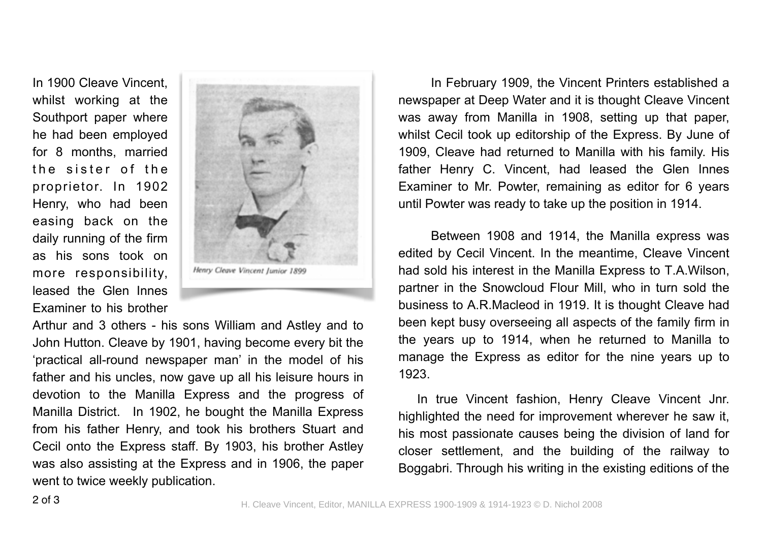In 1900 Cleave Vincent, whilst working at the Southport paper where he had been employed for 8 months, married the sister of the proprietor. In 1902 Henry, who had been easing back on the daily running of the firm as his sons took on more responsibility, leased the Glen Innes Examiner to his brother Arthur and 3 others - his sons William and Astley and to John Hutton. Cleave by 1901, having become every bit the 'practical all-round newspaper man' in the model of his father and his uncles, now gave up all his leisure hours in devotion to the Manilla Express and the progress of Manilla District. In 1902, he bought the Manilla Express from his father Henry, and took his brothers Stuart and Cecil onto the Express staff. By 1903, his brother Astley was also assisting at the Express and in 1906, the paper went to twice weekly publication.

*Henry Cleave Vincent Junior 1899*

In February 1909, the Vincent Printers established a newspaper at Deep Water and it is thought Cleave Vincent was away from Manilla in 1908, setting up that paper, whilst Cecil took up editorship of the Express. By June of 1909, Cleave had returned to Manilla with his family. His father Henry C. Vincent, had leased the Glen Innes Examiner to Mr. Powter, remaining as editor for 6 years until Powter was ready to take up the position in 1914.

Between 1908 and 1914, the Manilla express was edited by Cecil Vincent. In the meantime, Cleave Vincent had sold his interest in the Manilla Express to T.A.Wilson, partner in the Snowcloud Flour Mill, who in turn sold the business to A.R.Macleod in 1919. It is thought Cleave had been kept busy overseeing all aspects of the family firm in the years up to 1914, when he returned to Manilla to manage the Express as editor for the nine years up to 1923.

In true Vincent fashion, Henry Cleave Vincent Jnr. highlighted the need for improvement wherever he saw it, his most passionate causes being the division of land for closer settlement, and the building of the railway to Boggabri. Through his writing in the existing editions of the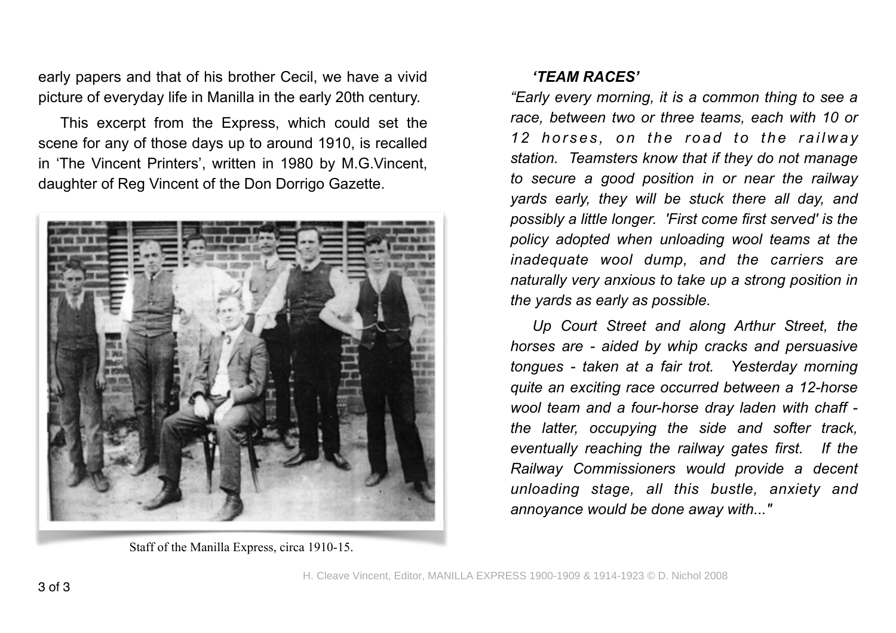early papers and that of his brother Cecil, we have a vivid picture of everyday life in Manilla in the early 20th century.

This excerpt from the Express, which could set the scene for any of those days up to around 1910, is recalled in 'The Vincent Printers', written in 1980 by M.G.Vincent, daughter of Reg Vincent of the Don Dorrigo Gazette.

Staff of the Manilla Express, circa 1910-15.

***'TEAM RACES'***

*"Early every morning, it is a common thing to see a race, between two or three teams, each with 10 or 12 horses, on the road to the railway station. Teamsters know that if they do not manage to secure a good position in or near the railway yards early, they will be stuck there all day, and possibly a little longer. 'First come first served' is the policy adopted when unloading wool teams at the inadequate wool dump, and the carriers are naturally very anxious to take up a strong position in the yards as early as possible.*

*Up Court Street and along Arthur Street, the horses are - aided by whip cracks and persuasive tongues - taken at a fair trot. Yesterday morning quite an exciting race occurred between a 12-horse wool team and a four-horse dray laden with chaff - the latter, occupying the side and softer track, eventually reaching the railway gates first. If the Railway Commissioners would provide a decent unloading stage, all this bustle, anxiety and annoyance would be done away with..."*